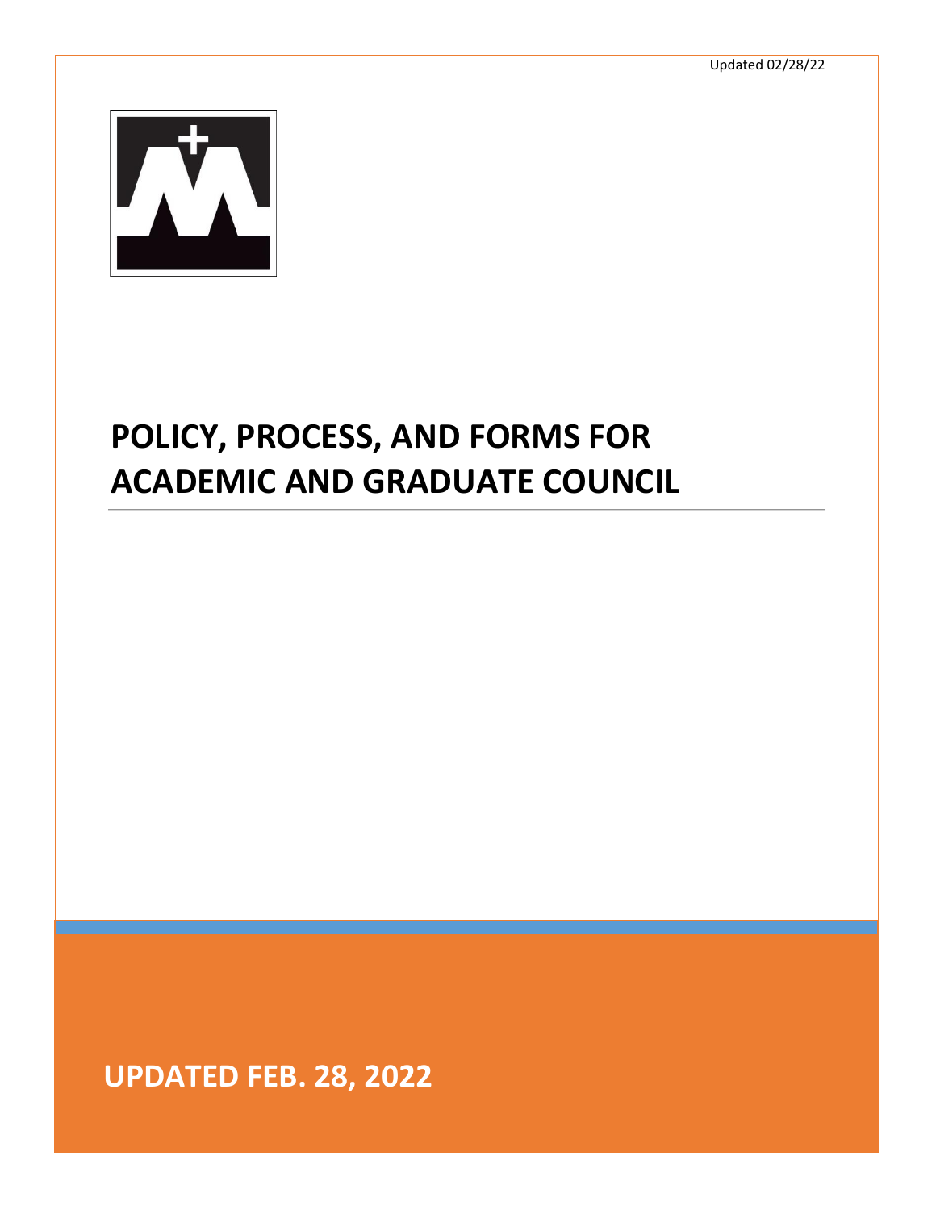Updated 02/28/22

# POLICY, PROCESS, AND FORMS FOR ACADEMIC AND GRADUATE COUNCIL

**UPDATED FEB. 28, 2022**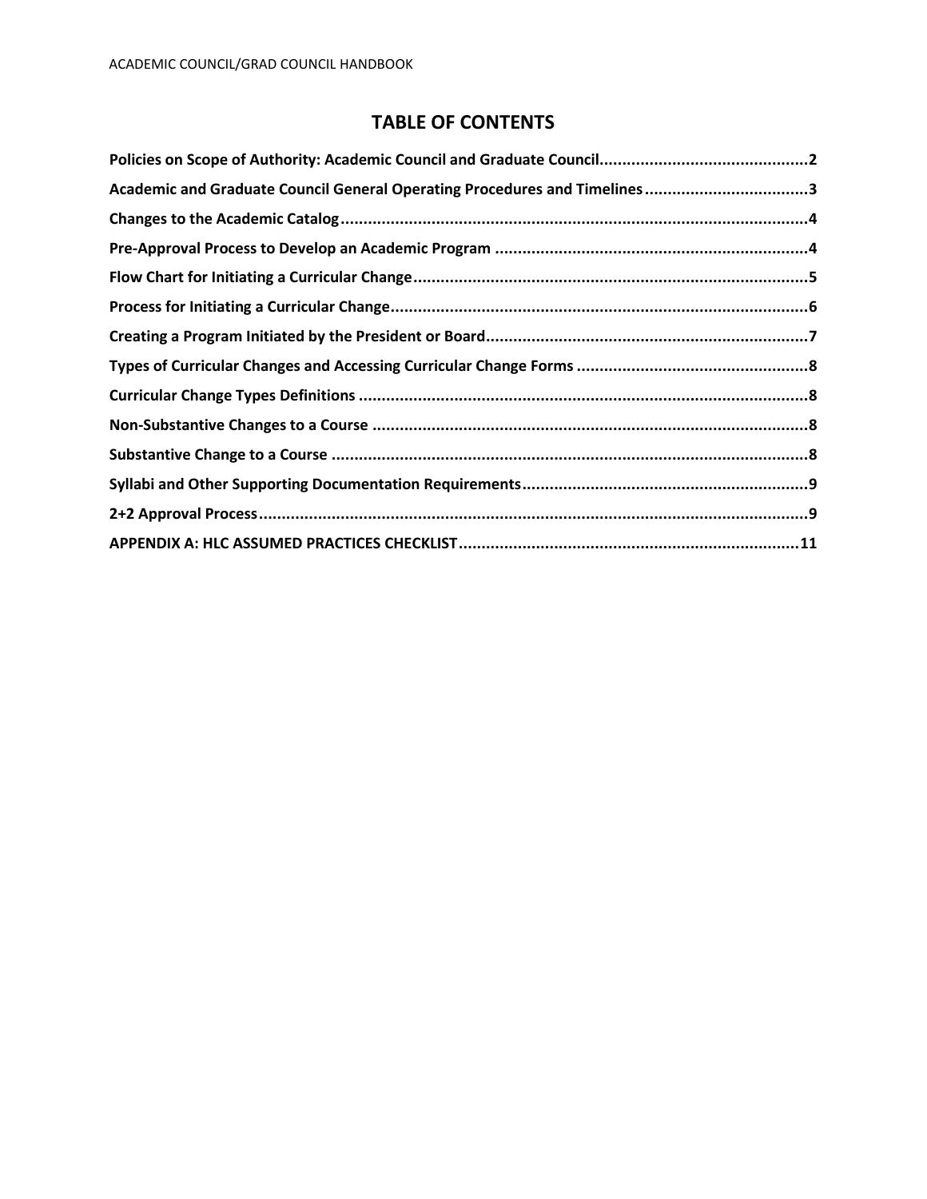# TABLE OF CONTENTS

**Policies on Scope of Authority: Academic Council and Graduate Council.............................................2**

**Academic and Graduate Council General Operating Procedures and Timelines....................................3**

**Changes to the Academic Catalog.......................................................................................................4**

**Pre-Approval Process to Develop an Academic Program ....................................................................4**

**Flow Chart for Initiating a Curricular Change.......................................................................................5**

**Process for Initiating a Curricular Change............................................................................................6**

**Creating a Program Initiated by the President or Board.......................................................................7**

**Types of Curricular Changes and Accessing Curricular Change Forms ...................................................8**

**Curricular Change Types Definitions ...................................................................................................8**

**Non-Substantive Changes to a Course ................................................................................................8**

**Substantive Change to a Course .........................................................................................................8**

**Syllabi and Other Supporting Documentation Requirements...............................................................9**

**2+2 Approval Process.........................................................................................................................9**

**APPENDIX A: HLC ASSUMED PRACTICES CHECKLIST...........................................................................11**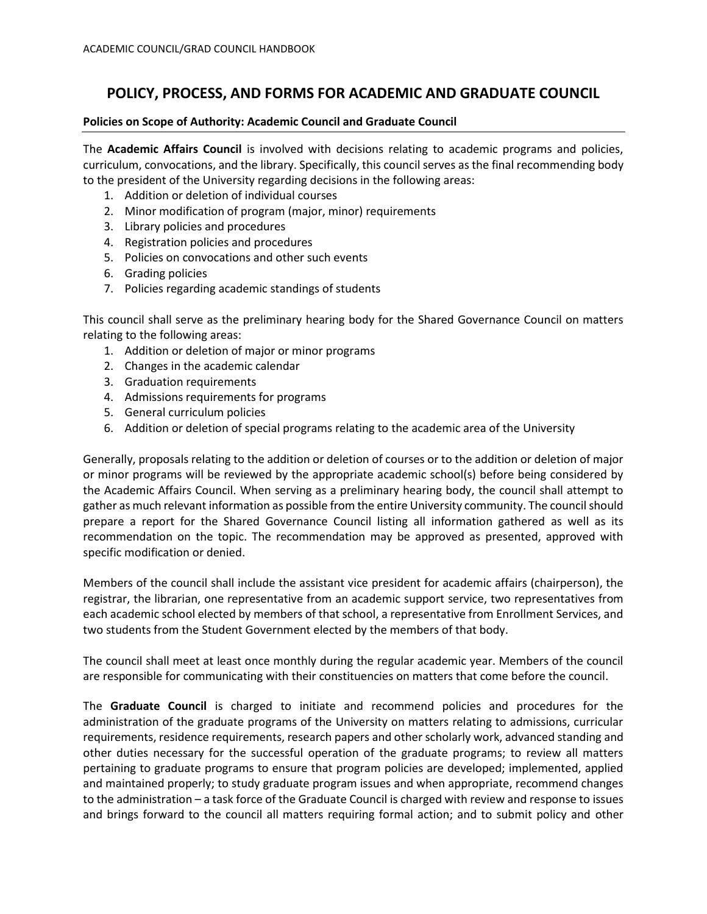# POLICY, PROCESS, AND FORMS FOR ACADEMIC AND GRADUATE COUNCIL

**Policies on Scope of Authority: Academic Council and Graduate Council**

The **Academic Affairs Council** is involved with decisions relating to academic programs and policies, curriculum, convocations, and the library. Specifically, this council serves as the final recommending body to the president of the University regarding decisions in the following areas:

1. Addition or deletion of individual courses
2. Minor modification of program (major, minor) requirements
3. Library policies and procedures
4. Registration policies and procedures
5. Policies on convocations and other such events
6. Grading policies
7. Policies regarding academic standings of students

This council shall serve as the preliminary hearing body for the Shared Governance Council on matters relating to the following areas:

1. Addition or deletion of major or minor programs
2. Changes in the academic calendar
3. Graduation requirements
4. Admissions requirements for programs
5. General curriculum policies
6. Addition or deletion of special programs relating to the academic area of the University

Generally, proposals relating to the addition or deletion of courses or to the addition or deletion of major or minor programs will be reviewed by the appropriate academic school(s) before being considered by the Academic Affairs Council. When serving as a preliminary hearing body, the council shall attempt to gather as much relevant information as possible from the entire University community. The council should prepare a report for the Shared Governance Council listing all information gathered as well as its recommendation on the topic. The recommendation may be approved as presented, approved with specific modification or denied.

Members of the council shall include the assistant vice president for academic affairs (chairperson), the registrar, the librarian, one representative from an academic support service, two representatives from each academic school elected by members of that school, a representative from Enrollment Services, and two students from the Student Government elected by the members of that body.

The council shall meet at least once monthly during the regular academic year. Members of the council are responsible for communicating with their constituencies on matters that come before the council.

The **Graduate Council** is charged to initiate and recommend policies and procedures for the administration of the graduate programs of the University on matters relating to admissions, curricular requirements, residence requirements, research papers and other scholarly work, advanced standing and other duties necessary for the successful operation of the graduate programs; to review all matters pertaining to graduate programs to ensure that program policies are developed; implemented, applied and maintained properly; to study graduate program issues and when appropriate, recommend changes to the administration – a task force of the Graduate Council is charged with review and response to issues and brings forward to the council all matters requiring formal action; and to submit policy and other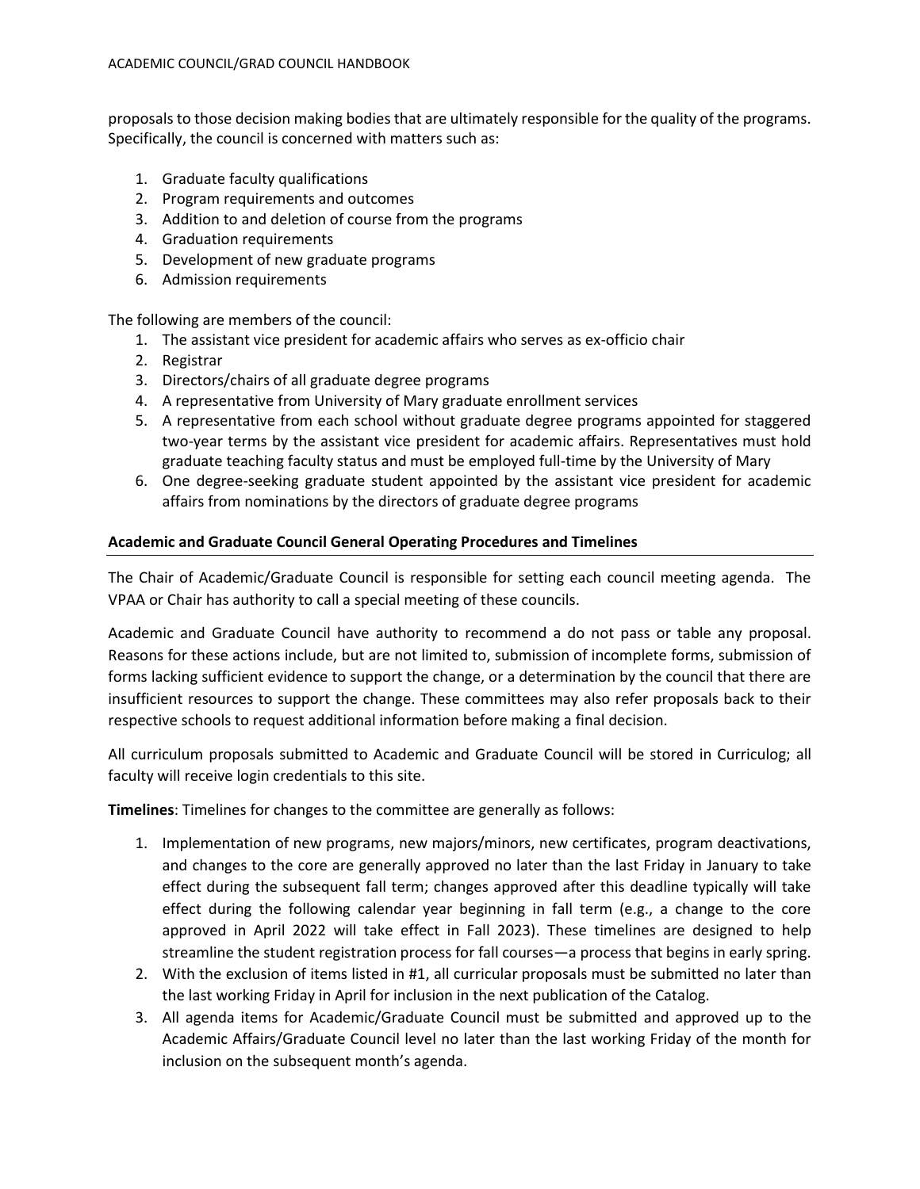proposals to those decision making bodies that are ultimately responsible for the quality of the programs. Specifically, the council is concerned with matters such as:

1. Graduate faculty qualifications
2. Program requirements and outcomes
3. Addition to and deletion of course from the programs
4. Graduation requirements
5. Development of new graduate programs
6. Admission requirements

The following are members of the council:

1. The assistant vice president for academic affairs who serves as ex-officio chair
2. Registrar
3. Directors/chairs of all graduate degree programs
4. A representative from University of Mary graduate enrollment services
5. A representative from each school without graduate degree programs appointed for staggered two-year terms by the assistant vice president for academic affairs. Representatives must hold graduate teaching faculty status and must be employed full-time by the University of Mary
6. One degree-seeking graduate student appointed by the assistant vice president for academic affairs from nominations by the directors of graduate degree programs

## Academic and Graduate Council General Operating Procedures and Timelines

The Chair of Academic/Graduate Council is responsible for setting each council meeting agenda. The VPAA or Chair has authority to call a special meeting of these councils.

Academic and Graduate Council have authority to recommend a do not pass or table any proposal. Reasons for these actions include, but are not limited to, submission of incomplete forms, submission of forms lacking sufficient evidence to support the change, or a determination by the council that there are insufficient resources to support the change. These committees may also refer proposals back to their respective schools to request additional information before making a final decision.

All curriculum proposals submitted to Academic and Graduate Council will be stored in Curriculog; all faculty will receive login credentials to this site.

**Timelines**: Timelines for changes to the committee are generally as follows:

1. Implementation of new programs, new majors/minors, new certificates, program deactivations, and changes to the core are generally approved no later than the last Friday in January to take effect during the subsequent fall term; changes approved after this deadline typically will take effect during the following calendar year beginning in fall term (e.g., a change to the core approved in April 2022 will take effect in Fall 2023). These timelines are designed to help streamline the student registration process for fall courses—a process that begins in early spring.
2. With the exclusion of items listed in #1, all curricular proposals must be submitted no later than the last working Friday in April for inclusion in the next publication of the Catalog.
3. All agenda items for Academic/Graduate Council must be submitted and approved up to the Academic Affairs/Graduate Council level no later than the last working Friday of the month for inclusion on the subsequent month's agenda.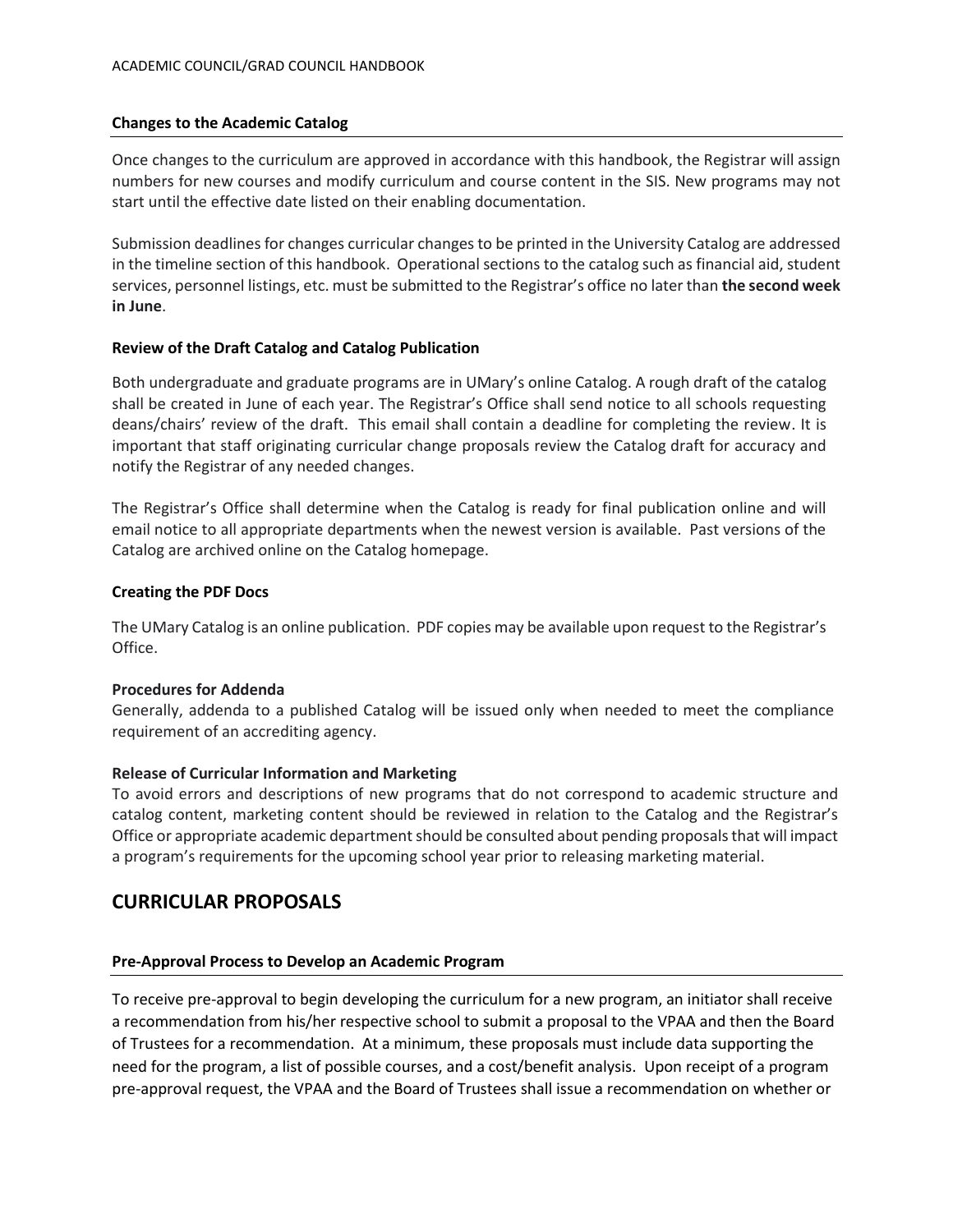### Changes to the Academic Catalog

Once changes to the curriculum are approved in accordance with this handbook, the Registrar will assign numbers for new courses and modify curriculum and course content in the SIS. New programs may not start until the effective date listed on their enabling documentation.

Submission deadlines for changes curricular changes to be printed in the University Catalog are addressed in the timeline section of this handbook. Operational sections to the catalog such as financial aid, student services, personnel listings, etc. must be submitted to the Registrar's office no later than **the second week in June**.

#### Review of the Draft Catalog and Catalog Publication

Both undergraduate and graduate programs are in UMary's online Catalog. A rough draft of the catalog shall be created in June of each year. The Registrar's Office shall send notice to all schools requesting deans/chairs' review of the draft. This email shall contain a deadline for completing the review. It is important that staff originating curricular change proposals review the Catalog draft for accuracy and notify the Registrar of any needed changes.

The Registrar's Office shall determine when the Catalog is ready for final publication online and will email notice to all appropriate departments when the newest version is available. Past versions of the Catalog are archived online on the Catalog homepage.

#### Creating the PDF Docs

The UMary Catalog is an online publication. PDF copies may be available upon request to the Registrar's Office.

#### Procedures for Addenda

Generally, addenda to a published Catalog will be issued only when needed to meet the compliance requirement of an accrediting agency.

#### Release of Curricular Information and Marketing

To avoid errors and descriptions of new programs that do not correspond to academic structure and catalog content, marketing content should be reviewed in relation to the Catalog and the Registrar's Office or appropriate academic department should be consulted about pending proposals that will impact a program's requirements for the upcoming school year prior to releasing marketing material.

## CURRICULAR PROPOSALS

### Pre-Approval Process to Develop an Academic Program

To receive pre-approval to begin developing the curriculum for a new program, an initiator shall receive a recommendation from his/her respective school to submit a proposal to the VPAA and then the Board of Trustees for a recommendation. At a minimum, these proposals must include data supporting the need for the program, a list of possible courses, and a cost/benefit analysis. Upon receipt of a program pre-approval request, the VPAA and the Board of Trustees shall issue a recommendation on whether or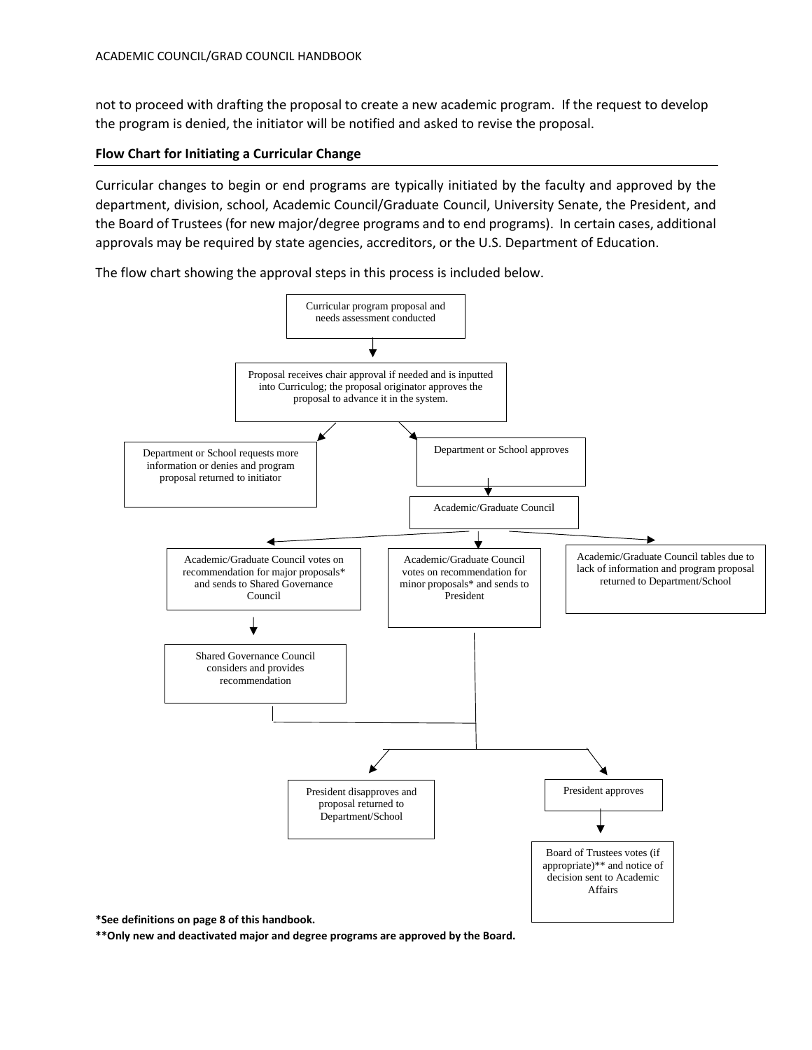not to proceed with drafting the proposal to create a new academic program. If the request to develop the program is denied, the initiator will be notified and asked to revise the proposal.

### Flow Chart for Initiating a Curricular Change

Curricular changes to begin or end programs are typically initiated by the faculty and approved by the department, division, school, Academic Council/Graduate Council, University Senate, the President, and the Board of Trustees (for new major/degree programs and to end programs). In certain cases, additional approvals may be required by state agencies, accreditors, or the U.S. Department of Education.

The flow chart showing the approval steps in this process is included below.

Curricular program proposal and needs assessment conducted

Proposal receives chair approval if needed and is inputted into Curriculog; the proposal originator approves the proposal to advance it in the system.

Department or School requests more information or denies and program proposal returned to initiator

Department or School approves

Academic/Graduate Council

Academic/Graduate Council votes on recommendation for major proposals* and sends to Shared Governance Council

Academic/Graduate Council votes on recommendation for minor proposals* and sends to President

Academic/Graduate Council tables due to lack of information and program proposal returned to Department/School

Shared Governance Council considers and provides recommendation

President disapproves and proposal returned to Department/School

President approves

Board of Trustees votes (if appropriate)** and notice of decision sent to Academic Affairs

**\*See definitions on page 8 of this handbook.**

**\*\*Only new and deactivated major and degree programs are approved by the Board.**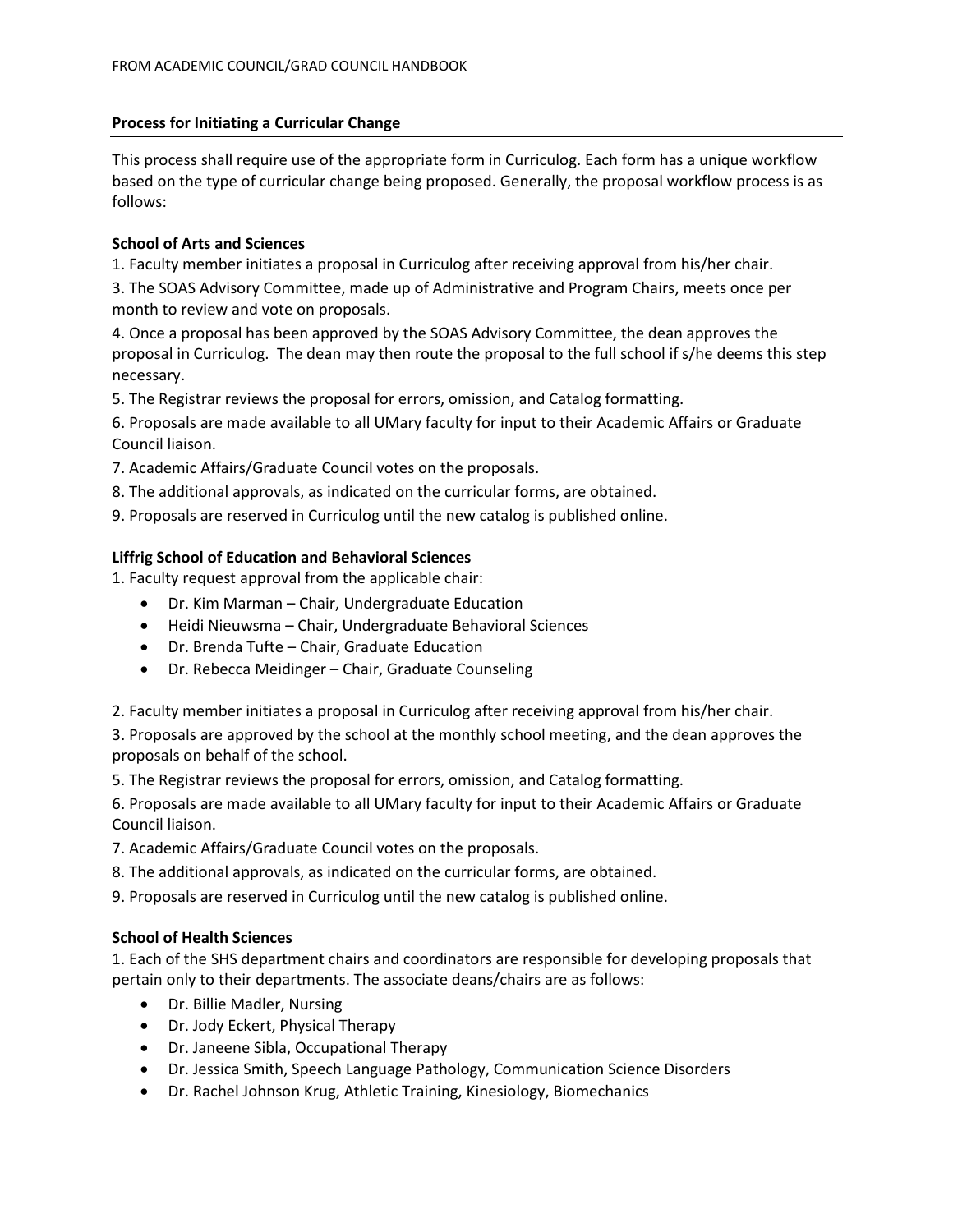FROM ACADEMIC COUNCIL/GRAD COUNCIL HANDBOOK

## Process for Initiating a Curricular Change

This process shall require use of the appropriate form in Curriculog. Each form has a unique workflow based on the type of curricular change being proposed. Generally, the proposal workflow process is as follows:

### School of Arts and Sciences

1. Faculty member initiates a proposal in Curriculog after receiving approval from his/her chair.

3. The SOAS Advisory Committee, made up of Administrative and Program Chairs, meets once per month to review and vote on proposals.

4. Once a proposal has been approved by the SOAS Advisory Committee, the dean approves the proposal in Curriculog. The dean may then route the proposal to the full school if s/he deems this step necessary.

5. The Registrar reviews the proposal for errors, omission, and Catalog formatting.

6. Proposals are made available to all UMary faculty for input to their Academic Affairs or Graduate Council liaison.

7. Academic Affairs/Graduate Council votes on the proposals.

8. The additional approvals, as indicated on the curricular forms, are obtained.

9. Proposals are reserved in Curriculog until the new catalog is published online.

### Liffrig School of Education and Behavioral Sciences

1. Faculty request approval from the applicable chair:
   - Dr. Kim Marman – Chair, Undergraduate Education
   - Heidi Nieuwsma – Chair, Undergraduate Behavioral Sciences
   - Dr. Brenda Tufte – Chair, Graduate Education
   - Dr. Rebecca Meidinger – Chair, Graduate Counseling

2. Faculty member initiates a proposal in Curriculog after receiving approval from his/her chair.

3. Proposals are approved by the school at the monthly school meeting, and the dean approves the proposals on behalf of the school.

5. The Registrar reviews the proposal for errors, omission, and Catalog formatting.

6. Proposals are made available to all UMary faculty for input to their Academic Affairs or Graduate Council liaison.

7. Academic Affairs/Graduate Council votes on the proposals.

8. The additional approvals, as indicated on the curricular forms, are obtained.

9. Proposals are reserved in Curriculog until the new catalog is published online.

### School of Health Sciences

1. Each of the SHS department chairs and coordinators are responsible for developing proposals that pertain only to their departments. The associate deans/chairs are as follows:
   - Dr. Billie Madler, Nursing
   - Dr. Jody Eckert, Physical Therapy
   - Dr. Janeene Sibla, Occupational Therapy
   - Dr. Jessica Smith, Speech Language Pathology, Communication Science Disorders
   - Dr. Rachel Johnson Krug, Athletic Training, Kinesiology, Biomechanics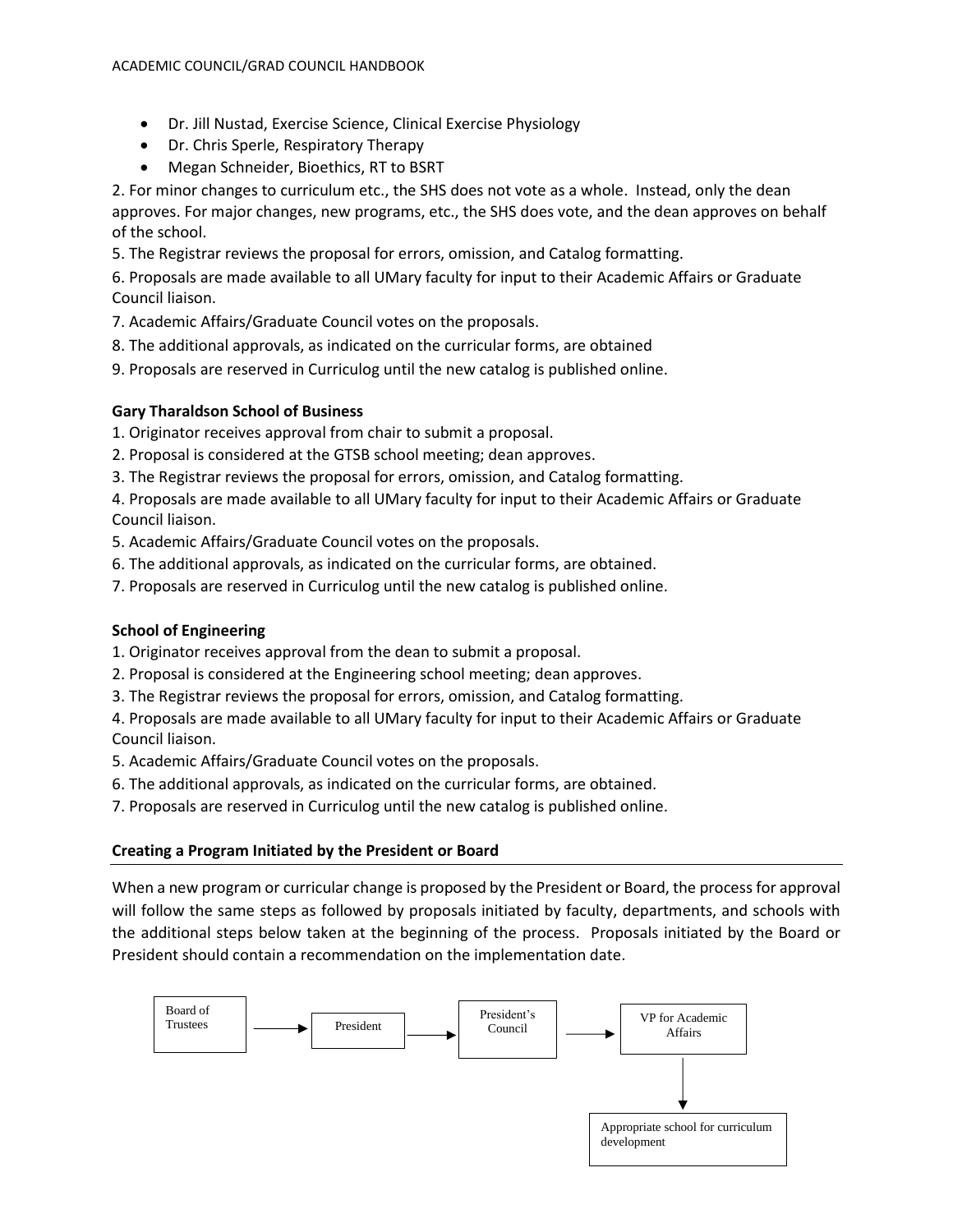- Dr. Jill Nustad, Exercise Science, Clinical Exercise Physiology
- Dr. Chris Sperle, Respiratory Therapy
- Megan Schneider, Bioethics, RT to BSRT

2. For minor changes to curriculum etc., the SHS does not vote as a whole. Instead, only the dean approves. For major changes, new programs, etc., the SHS does vote, and the dean approves on behalf of the school.

5. The Registrar reviews the proposal for errors, omission, and Catalog formatting.

6. Proposals are made available to all UMary faculty for input to their Academic Affairs or Graduate Council liaison.

7. Academic Affairs/Graduate Council votes on the proposals.

8. The additional approvals, as indicated on the curricular forms, are obtained

9. Proposals are reserved in Curriculog until the new catalog is published online.

**Gary Tharaldson School of Business**

1. Originator receives approval from chair to submit a proposal.
2. Proposal is considered at the GTSB school meeting; dean approves.
3. The Registrar reviews the proposal for errors, omission, and Catalog formatting.
4. Proposals are made available to all UMary faculty for input to their Academic Affairs or Graduate Council liaison.
5. Academic Affairs/Graduate Council votes on the proposals.
6. The additional approvals, as indicated on the curricular forms, are obtained.
7. Proposals are reserved in Curriculog until the new catalog is published online.

**School of Engineering**

1. Originator receives approval from the dean to submit a proposal.
2. Proposal is considered at the Engineering school meeting; dean approves.
3. The Registrar reviews the proposal for errors, omission, and Catalog formatting.
4. Proposals are made available to all UMary faculty for input to their Academic Affairs or Graduate Council liaison.
5. Academic Affairs/Graduate Council votes on the proposals.
6. The additional approvals, as indicated on the curricular forms, are obtained.
7. Proposals are reserved in Curriculog until the new catalog is published online.

## Creating a Program Initiated by the President or Board

When a new program or curricular change is proposed by the President or Board, the process for approval will follow the same steps as followed by proposals initiated by faculty, departments, and schools with the additional steps below taken at the beginning of the process. Proposals initiated by the Board or President should contain a recommendation on the implementation date.

Board of Trustees → President → President's Council → VP for Academic Affairs → Appropriate school for curriculum development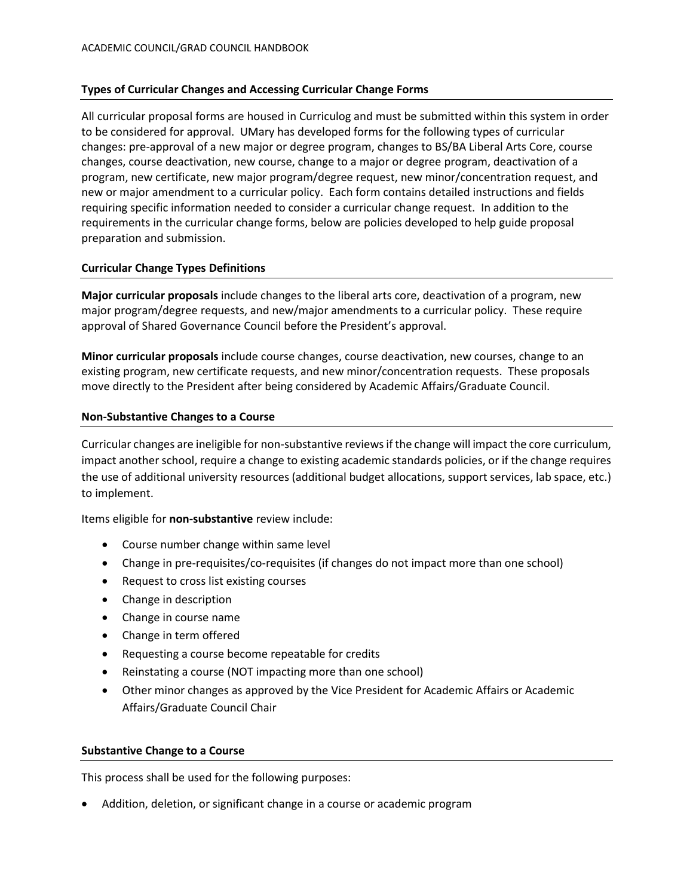### Types of Curricular Changes and Accessing Curricular Change Forms

All curricular proposal forms are housed in Curriculog and must be submitted within this system in order to be considered for approval. UMary has developed forms for the following types of curricular changes: pre-approval of a new major or degree program, changes to BS/BA Liberal Arts Core, course changes, course deactivation, new course, change to a major or degree program, deactivation of a program, new certificate, new major program/degree request, new minor/concentration request, and new or major amendment to a curricular policy. Each form contains detailed instructions and fields requiring specific information needed to consider a curricular change request. In addition to the requirements in the curricular change forms, below are policies developed to help guide proposal preparation and submission.

### Curricular Change Types Definitions

**Major curricular proposals** include changes to the liberal arts core, deactivation of a program, new major program/degree requests, and new/major amendments to a curricular policy. These require approval of Shared Governance Council before the President's approval.

**Minor curricular proposals** include course changes, course deactivation, new courses, change to an existing program, new certificate requests, and new minor/concentration requests. These proposals move directly to the President after being considered by Academic Affairs/Graduate Council.

### Non-Substantive Changes to a Course

Curricular changes are ineligible for non-substantive reviews if the change will impact the core curriculum, impact another school, require a change to existing academic standards policies, or if the change requires the use of additional university resources (additional budget allocations, support services, lab space, etc.) to implement.

Items eligible for **non-substantive** review include:

- Course number change within same level
- Change in pre-requisites/co-requisites (if changes do not impact more than one school)
- Request to cross list existing courses
- Change in description
- Change in course name
- Change in term offered
- Requesting a course become repeatable for credits
- Reinstating a course (NOT impacting more than one school)
- Other minor changes as approved by the Vice President for Academic Affairs or Academic Affairs/Graduate Council Chair

### Substantive Change to a Course

This process shall be used for the following purposes:

- Addition, deletion, or significant change in a course or academic program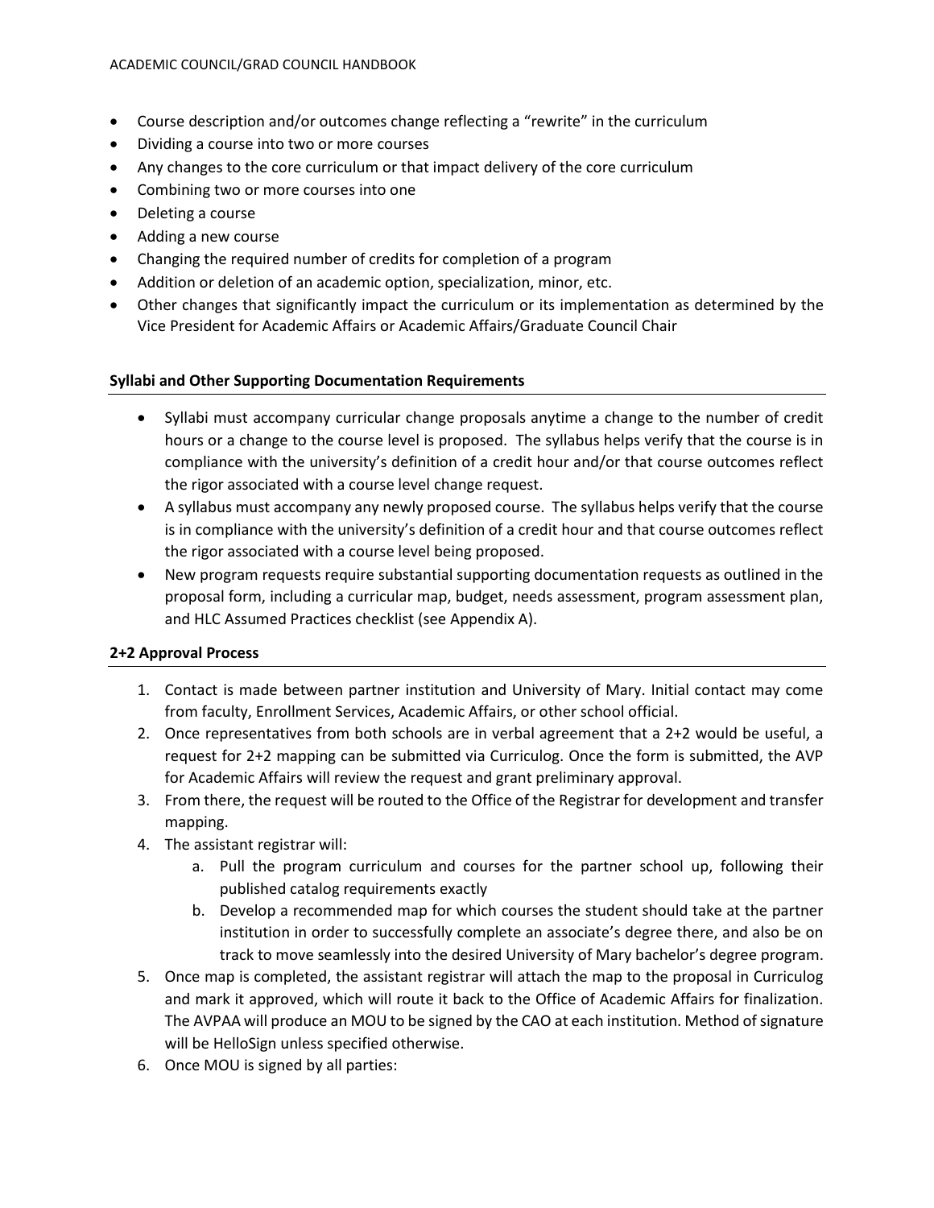- Course description and/or outcomes change reflecting a "rewrite" in the curriculum
- Dividing a course into two or more courses
- Any changes to the core curriculum or that impact delivery of the core curriculum
- Combining two or more courses into one
- Deleting a course
- Adding a new course
- Changing the required number of credits for completion of a program
- Addition or deletion of an academic option, specialization, minor, etc.
- Other changes that significantly impact the curriculum or its implementation as determined by the Vice President for Academic Affairs or Academic Affairs/Graduate Council Chair

## Syllabi and Other Supporting Documentation Requirements

- Syllabi must accompany curricular change proposals anytime a change to the number of credit hours or a change to the course level is proposed. The syllabus helps verify that the course is in compliance with the university's definition of a credit hour and/or that course outcomes reflect the rigor associated with a course level change request.
- A syllabus must accompany any newly proposed course. The syllabus helps verify that the course is in compliance with the university's definition of a credit hour and that course outcomes reflect the rigor associated with a course level being proposed.
- New program requests require substantial supporting documentation requests as outlined in the proposal form, including a curricular map, budget, needs assessment, program assessment plan, and HLC Assumed Practices checklist (see Appendix A).

## 2+2 Approval Process

1. Contact is made between partner institution and University of Mary. Initial contact may come from faculty, Enrollment Services, Academic Affairs, or other school official.
2. Once representatives from both schools are in verbal agreement that a 2+2 would be useful, a request for 2+2 mapping can be submitted via Curriculog. Once the form is submitted, the AVP for Academic Affairs will review the request and grant preliminary approval.
3. From there, the request will be routed to the Office of the Registrar for development and transfer mapping.
4. The assistant registrar will:
   a. Pull the program curriculum and courses for the partner school up, following their published catalog requirements exactly
   b. Develop a recommended map for which courses the student should take at the partner institution in order to successfully complete an associate's degree there, and also be on track to move seamlessly into the desired University of Mary bachelor's degree program.
5. Once map is completed, the assistant registrar will attach the map to the proposal in Curriculog and mark it approved, which will route it back to the Office of Academic Affairs for finalization. The AVPAA will produce an MOU to be signed by the CAO at each institution. Method of signature will be HelloSign unless specified otherwise.
6. Once MOU is signed by all parties: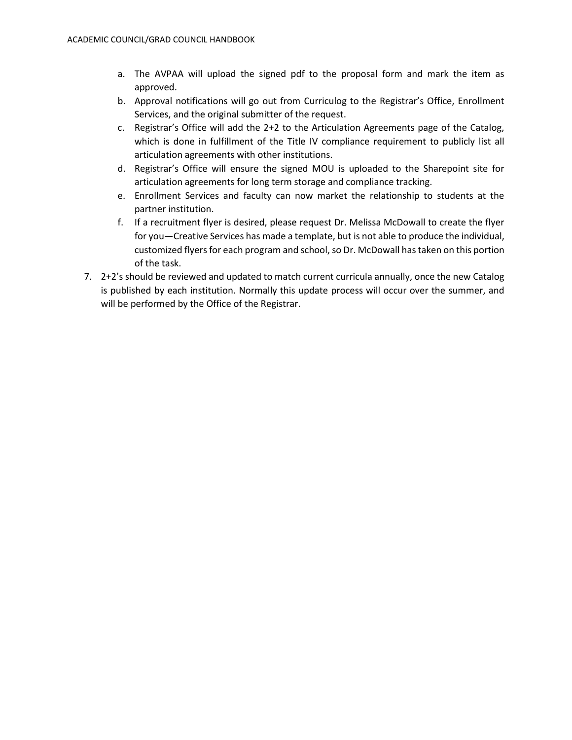a. The AVPAA will upload the signed pdf to the proposal form and mark the item as approved.
   b. Approval notifications will go out from Curriculog to the Registrar's Office, Enrollment Services, and the original submitter of the request.
   c. Registrar's Office will add the 2+2 to the Articulation Agreements page of the Catalog, which is done in fulfillment of the Title IV compliance requirement to publicly list all articulation agreements with other institutions.
   d. Registrar's Office will ensure the signed MOU is uploaded to the Sharepoint site for articulation agreements for long term storage and compliance tracking.
   e. Enrollment Services and faculty can now market the relationship to students at the partner institution.
   f. If a recruitment flyer is desired, please request Dr. Melissa McDowall to create the flyer for you—Creative Services has made a template, but is not able to produce the individual, customized flyers for each program and school, so Dr. McDowall has taken on this portion of the task.

7. 2+2's should be reviewed and updated to match current curricula annually, once the new Catalog is published by each institution. Normally this update process will occur over the summer, and will be performed by the Office of the Registrar.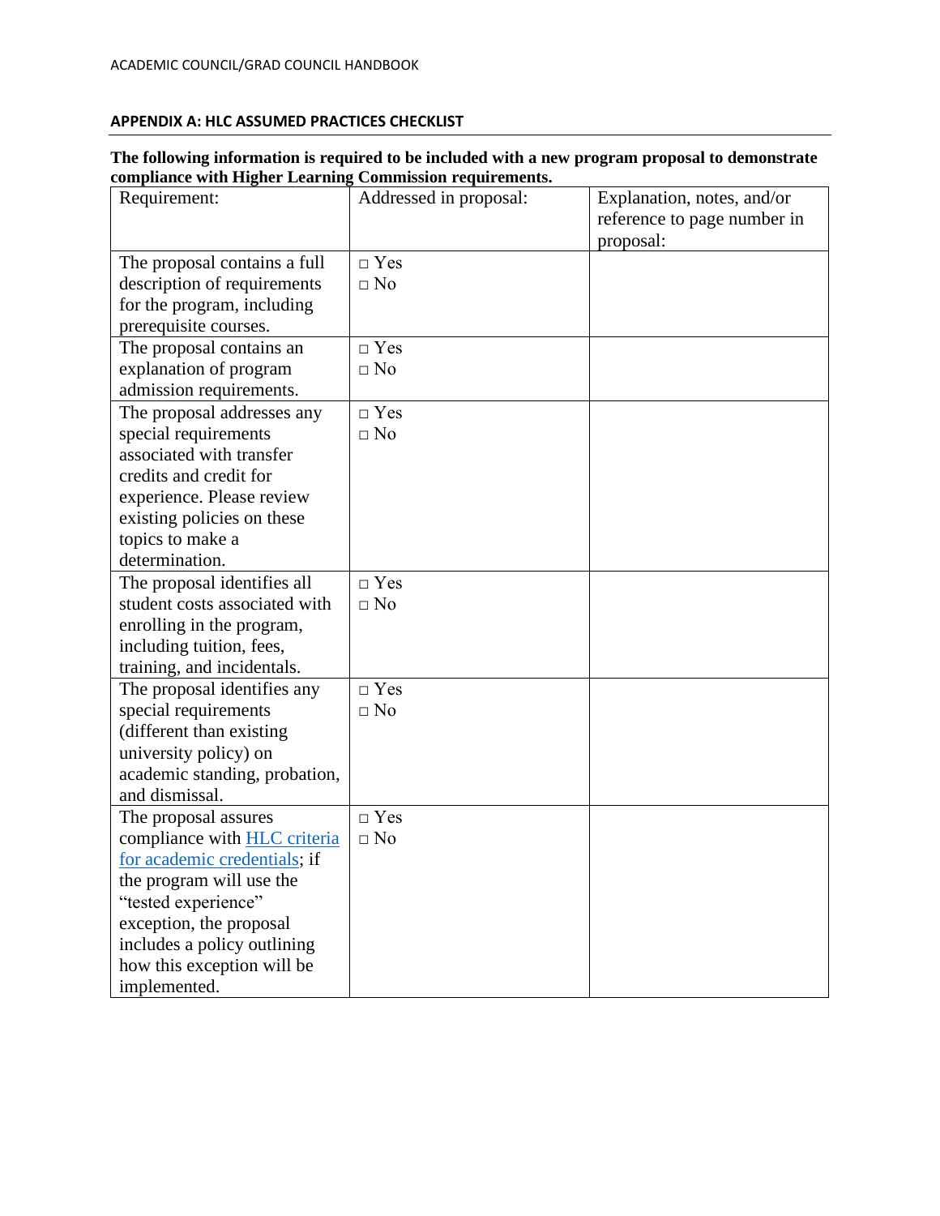## APPENDIX A: HLC ASSUMED PRACTICES CHECKLIST

**The following information is required to be included with a new program proposal to demonstrate compliance with Higher Learning Commission requirements.**

| Requirement: | Addressed in proposal: | Explanation, notes, and/or reference to page number in proposal: |
|---|---|---|
| The proposal contains a full description of requirements for the program, including prerequisite courses. | □ Yes<br>□ No | |
| The proposal contains an explanation of program admission requirements. | □ Yes<br>□ No | |
| The proposal addresses any special requirements associated with transfer credits and credit for experience. Please review existing policies on these topics to make a determination. | □ Yes<br>□ No | |
| The proposal identifies all student costs associated with enrolling in the program, including tuition, fees, training, and incidentals. | □ Yes<br>□ No | |
| The proposal identifies any special requirements (different than existing university policy) on academic standing, probation, and dismissal. | □ Yes<br>□ No | |
| The proposal assures compliance with HLC criteria for academic credentials; if the program will use the "tested experience" exception, the proposal includes a policy outlining how this exception will be implemented. | □ Yes<br>□ No | |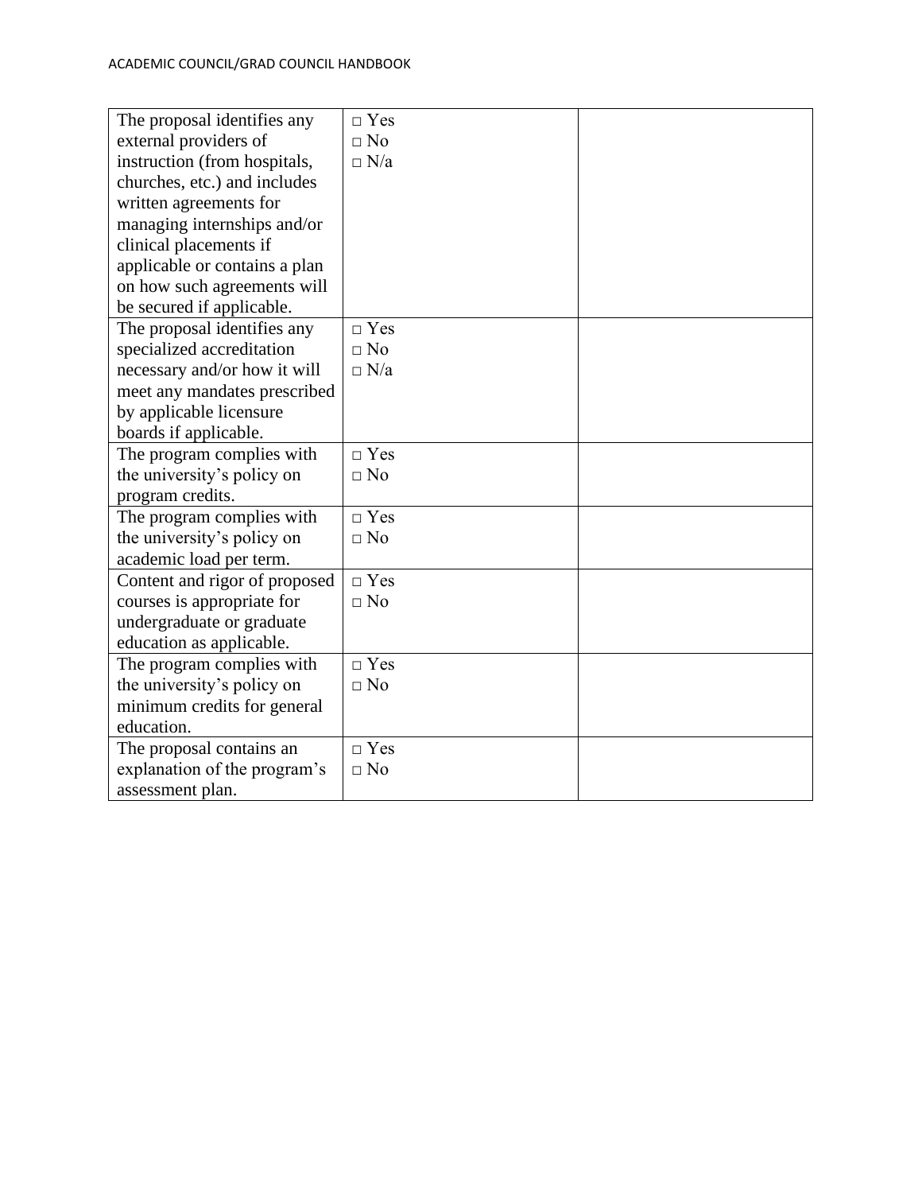| | | |
|---|---|---|
| The proposal identifies any external providers of instruction (from hospitals, churches, etc.) and includes written agreements for managing internships and/or clinical placements if applicable or contains a plan on how such agreements will be secured if applicable. | □ Yes<br>□ No<br>□ N/a | |
| The proposal identifies any specialized accreditation necessary and/or how it will meet any mandates prescribed by applicable licensure boards if applicable. | □ Yes<br>□ No<br>□ N/a | |
| The program complies with the university's policy on program credits. | □ Yes<br>□ No | |
| The program complies with the university's policy on academic load per term. | □ Yes<br>□ No | |
| Content and rigor of proposed courses is appropriate for undergraduate or graduate education as applicable. | □ Yes<br>□ No | |
| The program complies with the university's policy on minimum credits for general education. | □ Yes<br>□ No | |
| The proposal contains an explanation of the program's assessment plan. | □ Yes<br>□ No | |